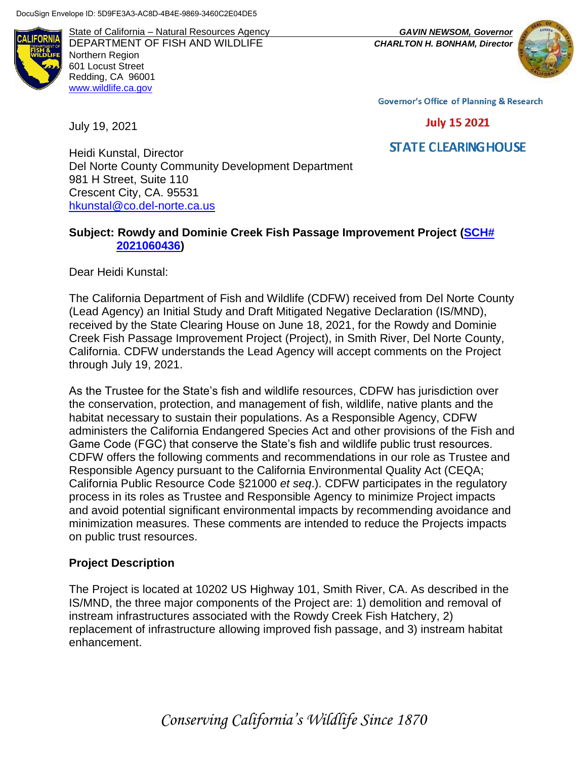DocuSign Envelope ID: 5D9FE3A3-AC8D-4B4E-9869-3460C2E04DE5

State of California – Natural Resources Agency
DEPARTMENT OF FISH AND WILDLIFE
Northern Region
601 Locust Street
Redding, CA 96001
www.wildlife.ca.gov

*GAVIN NEWSOM, Governor*
*CHARLTON H. BONHAM, Director*

Governor's Office of Planning & Research

July 15 2021

STATE CLEARINGHOUSE

July 19, 2021

Heidi Kunstal, Director
Del Norte County Community Development Department
981 H Street, Suite 110
Crescent City, CA. 95531
hkunstal@co.del-norte.ca.us

**Subject: Rowdy and Dominie Creek Fish Passage Improvement Project (SCH# 2021060436)**

Dear Heidi Kunstal:

The California Department of Fish and Wildlife (CDFW) received from Del Norte County (Lead Agency) an Initial Study and Draft Mitigated Negative Declaration (IS/MND), received by the State Clearing House on June 18, 2021, for the Rowdy and Dominie Creek Fish Passage Improvement Project (Project), in Smith River, Del Norte County, California. CDFW understands the Lead Agency will accept comments on the Project through July 19, 2021.

As the Trustee for the State's fish and wildlife resources, CDFW has jurisdiction over the conservation, protection, and management of fish, wildlife, native plants and the habitat necessary to sustain their populations. As a Responsible Agency, CDFW administers the California Endangered Species Act and other provisions of the Fish and Game Code (FGC) that conserve the State's fish and wildlife public trust resources. CDFW offers the following comments and recommendations in our role as Trustee and Responsible Agency pursuant to the California Environmental Quality Act (CEQA; California Public Resource Code §21000 *et seq*.). CDFW participates in the regulatory process in its roles as Trustee and Responsible Agency to minimize Project impacts and avoid potential significant environmental impacts by recommending avoidance and minimization measures. These comments are intended to reduce the Projects impacts on public trust resources.

**Project Description**

The Project is located at 10202 US Highway 101, Smith River, CA. As described in the IS/MND, the three major components of the Project are: 1) demolition and removal of instream infrastructures associated with the Rowdy Creek Fish Hatchery, 2) replacement of infrastructure allowing improved fish passage, and 3) instream habitat enhancement.

*Conserving California's Wildlife Since 1870*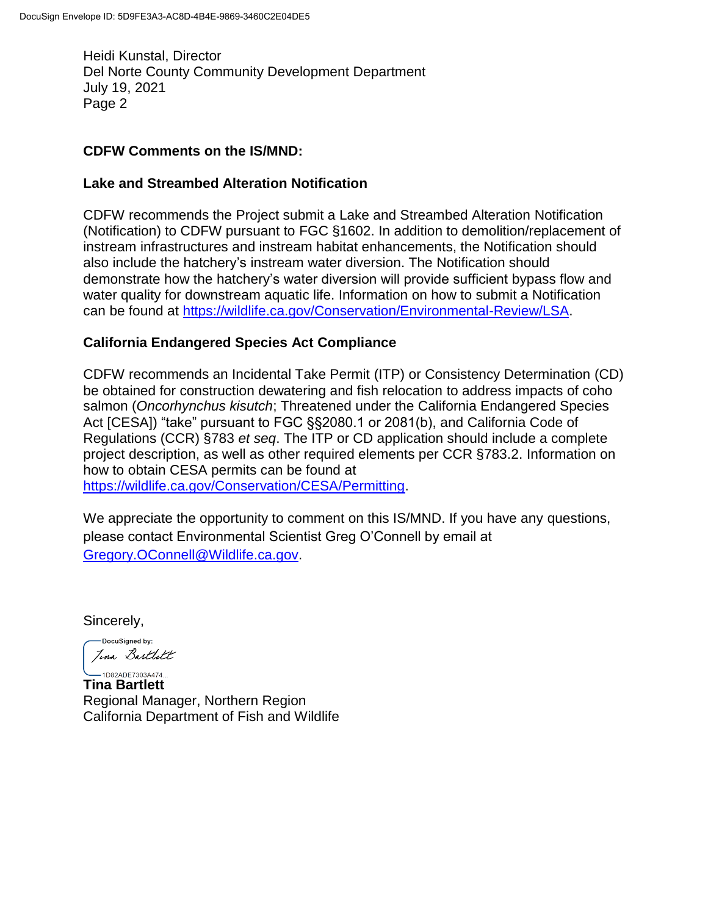Heidi Kunstal, Director
Del Norte County Community Development Department
July 19, 2021

**CDFW Comments on the IS/MND:**

**Lake and Streambed Alteration Notification**

CDFW recommends the Project submit a Lake and Streambed Alteration Notification (Notification) to CDFW pursuant to FGC §1602. In addition to demolition/replacement of instream infrastructures and instream habitat enhancements, the Notification should also include the hatchery's instream water diversion. The Notification should demonstrate how the hatchery's water diversion will provide sufficient bypass flow and water quality for downstream aquatic life. Information on how to submit a Notification can be found at https://wildlife.ca.gov/Conservation/Environmental-Review/LSA.

**California Endangered Species Act Compliance**

CDFW recommends an Incidental Take Permit (ITP) or Consistency Determination (CD) be obtained for construction dewatering and fish relocation to address impacts of coho salmon (*Oncorhynchus kisutch*; Threatened under the California Endangered Species Act [CESA]) "take" pursuant to FGC §§2080.1 or 2081(b), and California Code of Regulations (CCR) §783 *et seq*. The ITP or CD application should include a complete project description, as well as other required elements per CCR §783.2. Information on how to obtain CESA permits can be found at https://wildlife.ca.gov/Conservation/CESA/Permitting.

We appreciate the opportunity to comment on this IS/MND. If you have any questions, please contact Environmental Scientist Greg O'Connell by email at Gregory.OConnell@Wildlife.ca.gov.

Sincerely,

DocuSigned by:
Tina Bartlett
1D82ADE7303A474...

**Tina Bartlett**
Regional Manager, Northern Region
California Department of Fish and Wildlife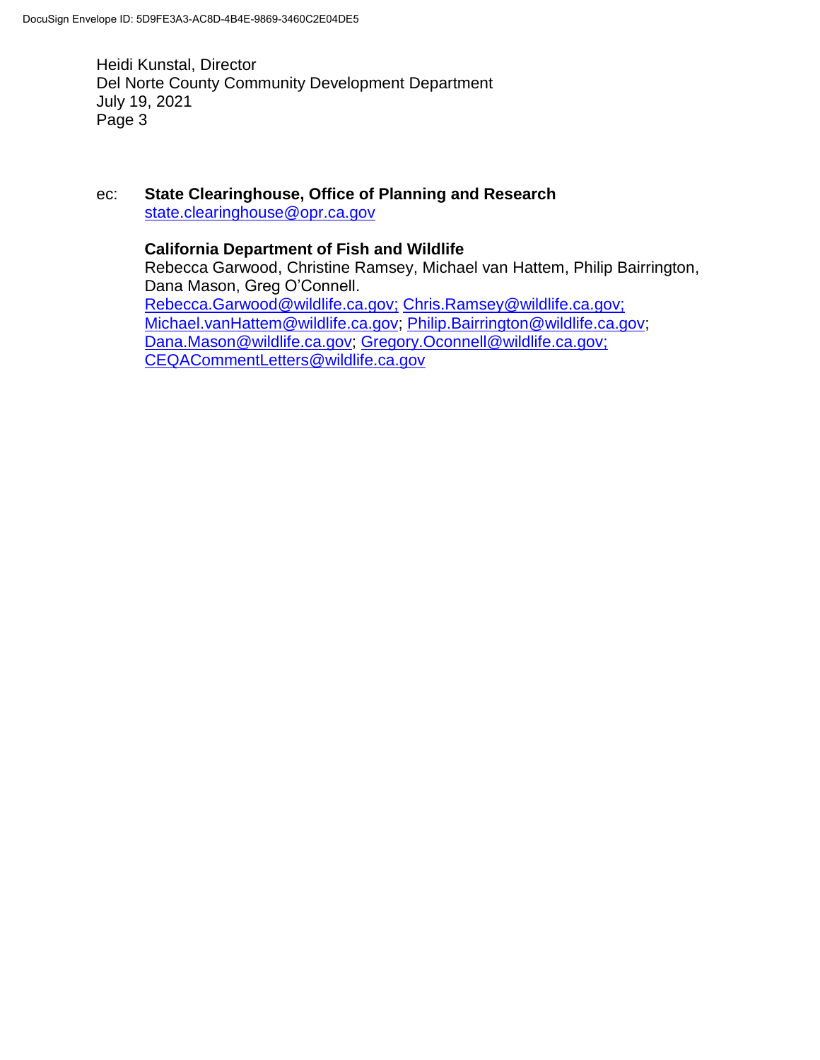ec: **State Clearinghouse, Office of Planning and Research**
state.clearinghouse@opr.ca.gov

**California Department of Fish and Wildlife**
Rebecca Garwood, Christine Ramsey, Michael van Hattem, Philip Bairrington, Dana Mason, Greg O'Connell.
Rebecca.Garwood@wildlife.ca.gov; Chris.Ramsey@wildlife.ca.gov; Michael.vanHattem@wildlife.ca.gov; Philip.Bairrington@wildlife.ca.gov; Dana.Mason@wildlife.ca.gov; Gregory.Oconnell@wildlife.ca.gov; CEQACommentLetters@wildlife.ca.gov